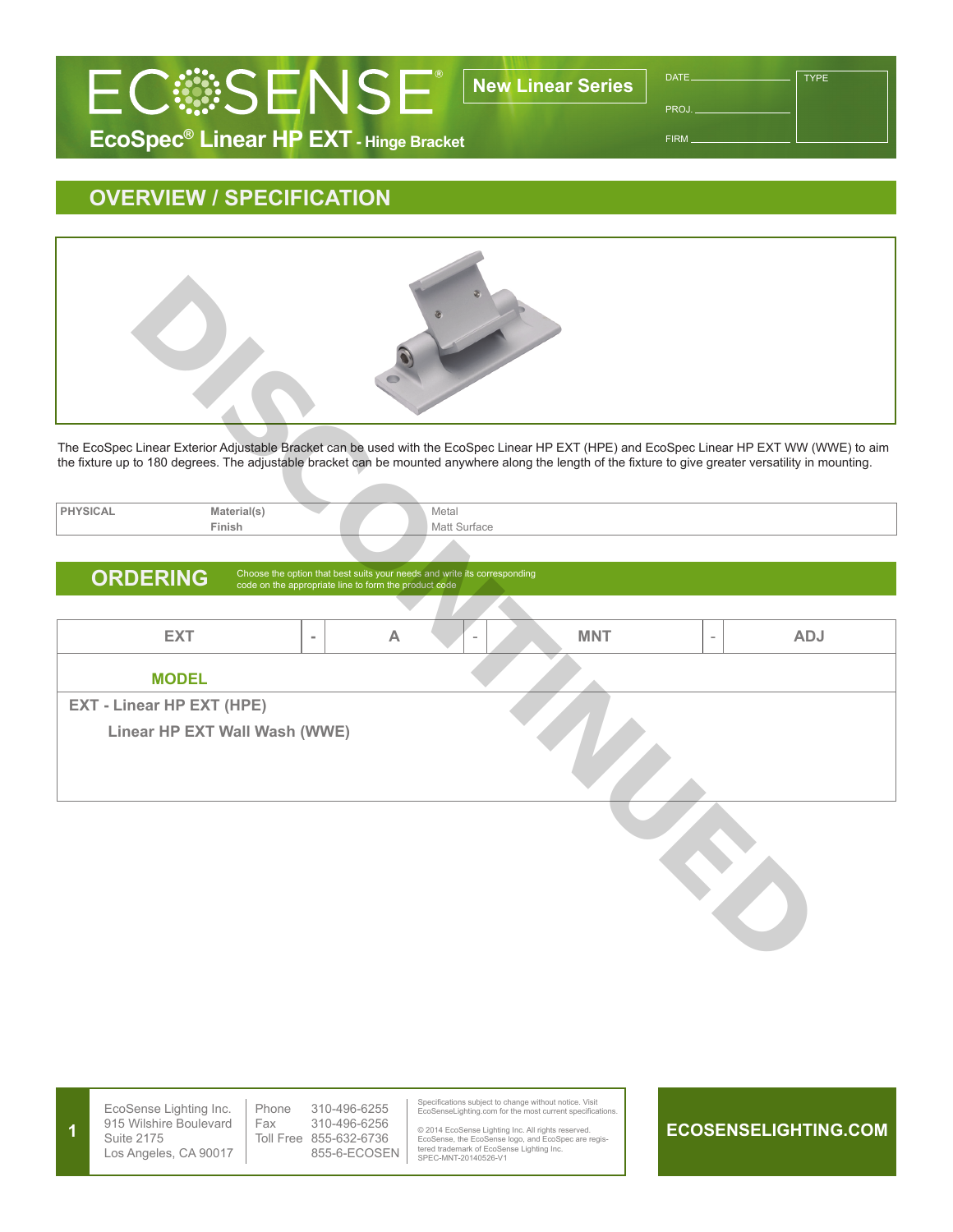# ECOSENSE®

**New Linear Series**

## EcoSpec® Linear HP EXT - Hinge Bracket

DATE \_\_\_\_\_\_\_\_\_\_ TYPE

PROJ. \_\_\_\_\_\_\_\_\_\_

FIRM \_\_\_\_\_\_\_\_\_\_

## OVERVIEW / SPECIFICATION

DISCONTINUED

The EcoSpec Linear Exterior Adjustable Bracket can be used with the EcoSpec Linear HP EXT (HPE) and EcoSpec Linear HP EXT WW (WWE) to aim the fixture up to 180 degrees. The adjustable bracket can be mounted anywhere along the length of the fixture to give greater versatility in mounting.

| PHYSICAL | Material(s) | Metal |
|---|---|---|
| | Finish | Matt Surface |

## ORDERING

Choose the option that best suits your needs and write its corresponding code on the appropriate line to form the product code

| EXT | - | A | - | MNT | - | ADJ |
|---|---|---|---|---|---|---|

**MODEL**

**EXT - Linear HP EXT (HPE)**

**Linear HP EXT Wall Wash (WWE)**

EcoSense Lighting Inc.
915 Wilshire Boulevard
Suite 2175
Los Angeles, CA 90017

Phone 310-496-6255
Fax 310-496-6256
Toll Free 855-632-6736
855-6-ECOSEN

Specifications subject to change without notice. Visit EcoSenseLighting.com for the most current specifications.

© 2014 EcoSense Lighting Inc. All rights reserved. EcoSense, the EcoSense logo, and EcoSpec are registered trademark of EcoSense Lighting Inc.
SPEC-MNT-20140526-V1

**ECOSENSELIGHTING.COM**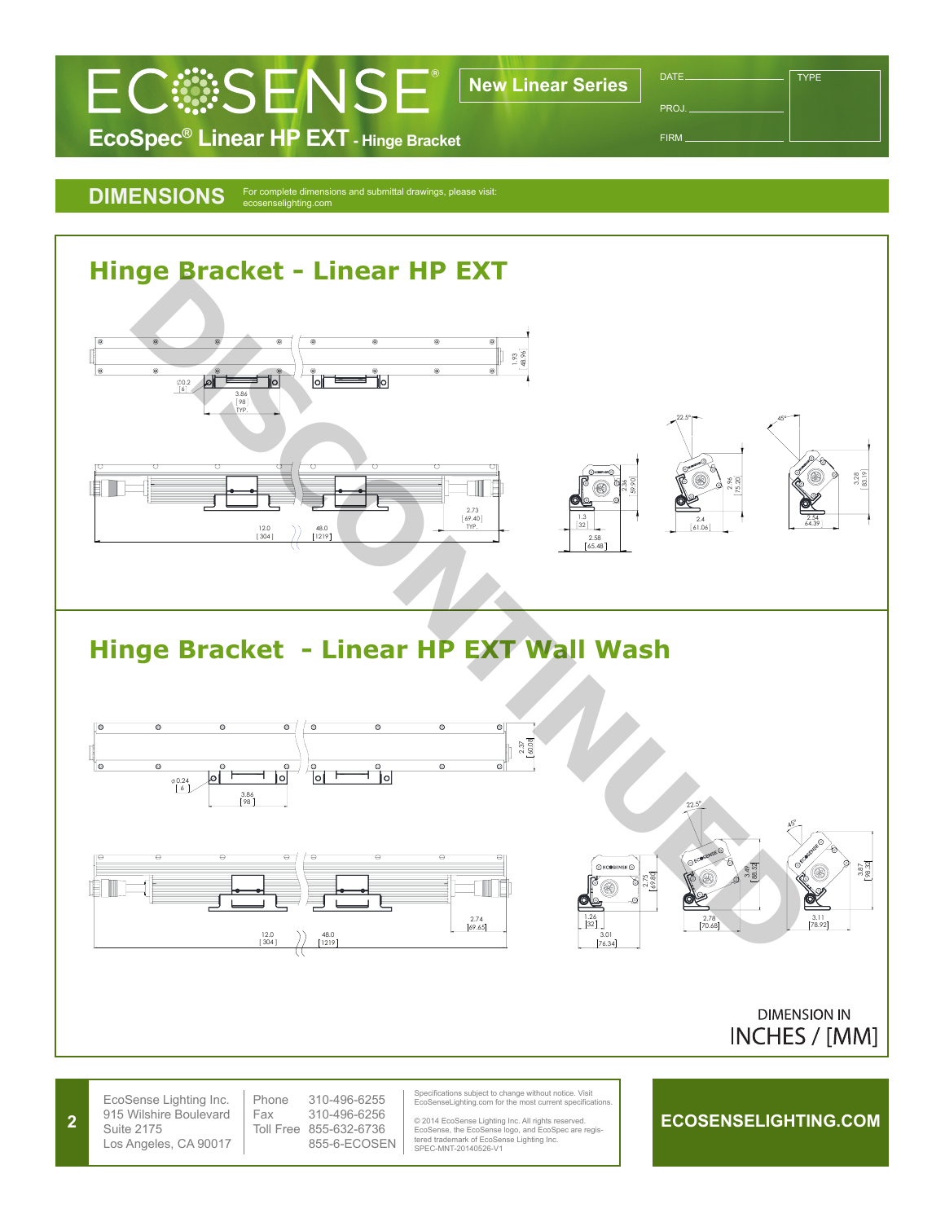# ECOSENSE®

**New Linear Series**

## EcoSpec® Linear HP EXT - Hinge Bracket

DATE

PROJ.

FIRM

TYPE

## DIMENSIONS

For complete dimensions and submittal drawings, please visit: ecosenselighting.com

DISCONTINUED

### Hinge Bracket - Linear HP EXT

Ø0.2 [6]

3.86 [98] TYP.

1.93 [48.96]

12.0 [304]

48.0 [1219]

2.73 [69.40] TYP.

2.36 [59.90]

1.3 [32]

2.58 [65.48]

22.5°

2.96 [75.20]

2.4 [61.06]

45°

3.28 [83.19]

2.54 64.39

### Hinge Bracket - Linear HP EXT Wall Wash

Ø0.24 [6]

3.86 [98]

2.37 [60.08]

12.0 [304]

48.0 [1219]

2.74 [69.65]

2.75 [69.80]

1.26 [32]

3.01 [76.34]

22.5°

3.49 [88.55]

2.78 [70.68]

45°

3.87 [98.33]

3.11 [78.92]

DIMENSION IN INCHES / [MM]

EcoSense Lighting Inc.
915 Wilshire Boulevard
Suite 2175
Los Angeles, CA 90017

Phone 310-496-6255
Fax 310-496-6256
Toll Free 855-632-6736
855-6-ECOSEN

Specifications subject to change without notice. Visit EcoSenseLighting.com for the most current specifications.

© 2014 EcoSense Lighting Inc. All rights reserved. EcoSense, the EcoSense logo, and EcoSpec are registered trademark of EcoSense Lighting Inc. SPEC-MNT-20140526-V1

ECOSENSELIGHTING.COM